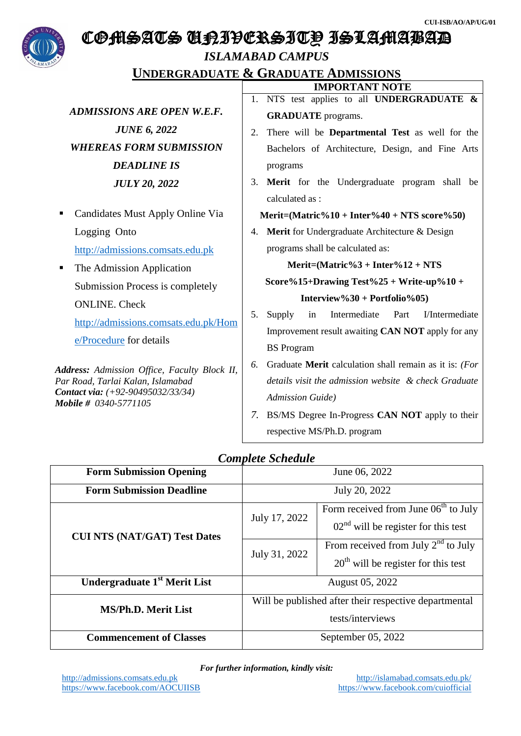CUI-ISB/AO/AP/UG/01

# COMSATS UNIVERSITY ISLAMABAD

## *ISLAMABAD CAMPUS*

## UNDERGRADUATE & GRADUATE ADMISSIONS

***ADMISSIONS ARE OPEN W.E.F. JUNE 6, 2022 WHEREAS FORM SUBMISSION DEADLINE IS JULY 20, 2022***

- Candidates Must Apply Online Via Logging Onto http://admissions.comsats.edu.pk
- The Admission Application Submission Process is completely ONLINE. Check http://admissions.comsats.edu.pk/Home/Procedure for details

***Address:*** *Admission Office, Faculty Block II, Par Road, Tarlai Kalan, Islamabad*
***Contact via:*** *(+92-90495032/33/34)*
***Mobile #*** *0340-5771105*

### IMPORTANT NOTE

1. NTS test applies to all **UNDERGRADUATE & GRADUATE** programs.
2. There will be **Departmental Test** as well for the Bachelors of Architecture, Design, and Fine Arts programs
3. **Merit** for the Undergraduate program shall be calculated as :

   **Merit=(Matric%10 + Inter%40 + NTS score%50)**
4. **Merit** for Undergraduate Architecture & Design programs shall be calculated as:

   **Merit=(Matric%3 + Inter%12 + NTS Score%15+Drawing Test%25 + Write-up%10 + Interview%30 + Portfolio%05)**
5. Supply in Intermediate Part I/Intermediate Improvement result awaiting **CAN NOT** apply for any BS Program
6. Graduate **Merit** calculation shall remain as it is: *(For details visit the admission website & check Graduate Admission Guide)*
7. BS/MS Degree In-Progress **CAN NOT** apply to their respective MS/Ph.D. program

### *Complete Schedule*

| | | |
|---|---|---|
| **Form Submission Opening** | June 06, 2022 | |
| **Form Submission Deadline** | July 20, 2022 | |
| **CUI NTS (NAT/GAT) Test Dates** | July 17, 2022 | Form received from June 06th to July 02nd will be register for this test |
| | July 31, 2022 | From received from July 2nd to July 20th will be register for this test |
| **Undergraduate 1st Merit List** | August 05, 2022 | |
| **MS/Ph.D. Merit List** | Will be published after their respective departmental tests/interviews | |
| **Commencement of Classes** | September 05, 2022 | |

***For further information, kindly visit:***

http://admissions.comsats.edu.pk
https://www.facebook.com/AOCUIISB
http://islamabad.comsats.edu.pk/
https://www.facebook.com/cuiofficial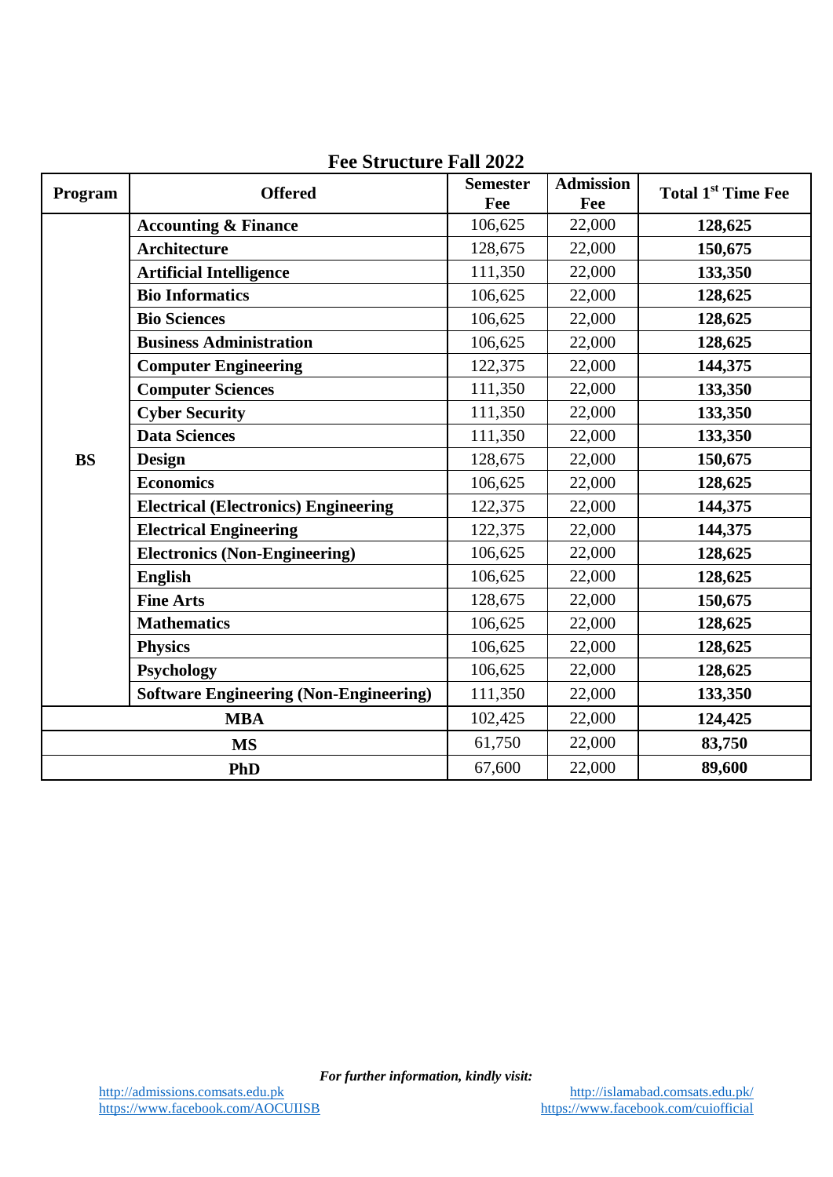## Fee Structure Fall 2022

| Program | Offered | Semester Fee | Admission Fee | Total 1st Time Fee |
|---|---|---|---|---|
| BS | **Accounting & Finance** | 106,625 | 22,000 | **128,625** |
| | **Architecture** | 128,675 | 22,000 | **150,675** |
| | **Artificial Intelligence** | 111,350 | 22,000 | **133,350** |
| | **Bio Informatics** | 106,625 | 22,000 | **128,625** |
| | **Bio Sciences** | 106,625 | 22,000 | **128,625** |
| | **Business Administration** | 106,625 | 22,000 | **128,625** |
| | **Computer Engineering** | 122,375 | 22,000 | **144,375** |
| | **Computer Sciences** | 111,350 | 22,000 | **133,350** |
| | **Cyber Security** | 111,350 | 22,000 | **133,350** |
| | **Data Sciences** | 111,350 | 22,000 | **133,350** |
| | **Design** | 128,675 | 22,000 | **150,675** |
| | **Economics** | 106,625 | 22,000 | **128,625** |
| | **Electrical (Electronics) Engineering** | 122,375 | 22,000 | **144,375** |
| | **Electrical Engineering** | 122,375 | 22,000 | **144,375** |
| | **Electronics (Non-Engineering)** | 106,625 | 22,000 | **128,625** |
| | **English** | 106,625 | 22,000 | **128,625** |
| | **Fine Arts** | 128,675 | 22,000 | **150,675** |
| | **Mathematics** | 106,625 | 22,000 | **128,625** |
| | **Physics** | 106,625 | 22,000 | **128,625** |
| | **Psychology** | 106,625 | 22,000 | **128,625** |
| | **Software Engineering (Non-Engineering)** | 111,350 | 22,000 | **133,350** |
| **MBA** | | 102,425 | 22,000 | **124,425** |
| **MS** | | 61,750 | 22,000 | **83,750** |
| **PhD** | | 67,600 | 22,000 | **89,600** |

***For further information, kindly visit:***

http://admissions.comsats.edu.pk
https://www.facebook.com/AOCUIISB

http://islamabad.comsats.edu.pk/
https://www.facebook.com/cuiofficial